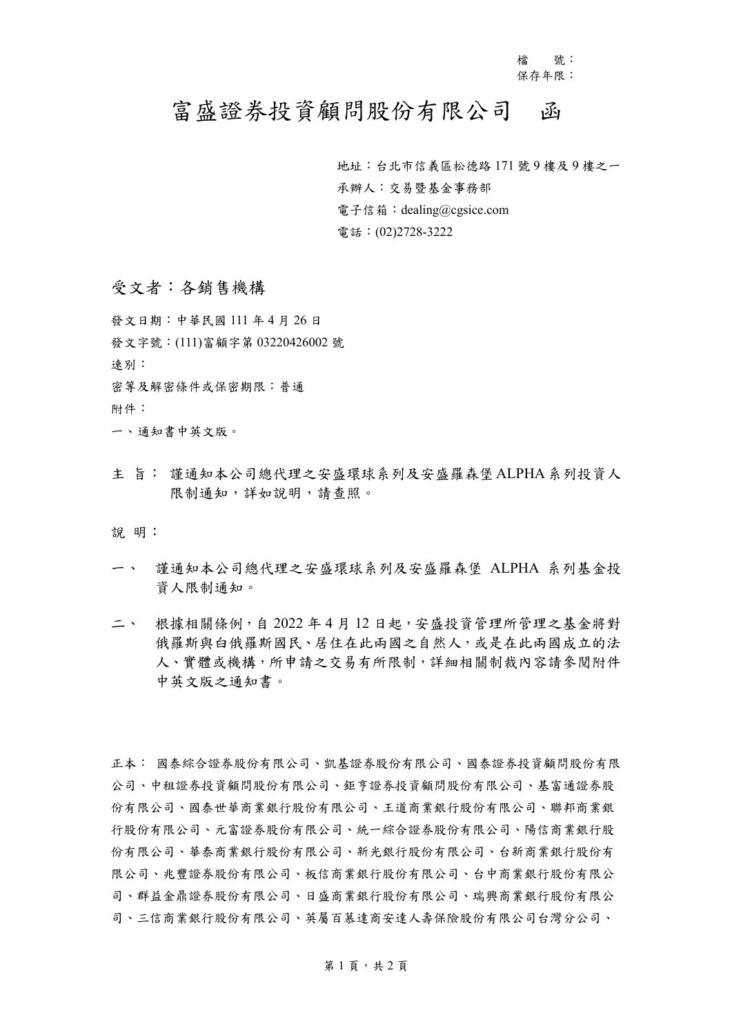檔　號：
保存年限：

# 富盛證券投資顧問股份有限公司　函

地址：台北市信義區松德路 171 號 9 樓及 9 樓之一
承辦人：交易暨基金事務部
電子信箱：dealing@cgsice.com
電話：(02)2728-3222

受文者：各銷售機構

發文日期：中華民國 111 年 4 月 26 日
發文字號：(111)富顧字第 03220426002 號
速別：
密等及解密條件或保密期限：普通
附件：
一、通知書中英文版。

主　旨：謹通知本公司總代理之安盛環球系列及安盛羅森堡 ALPHA 系列投資人限制通知，詳如說明，請查照。

說　明：

一、　謹通知本公司總代理之安盛環球系列及安盛羅森堡 ALPHA 系列基金投資人限制通知。

二、　根據相關條例，自 2022 年 4 月 12 日起，安盛投資管理所管理之基金將對俄羅斯與白俄羅斯國民、居住在此兩國之自然人，或是在此兩國成立的法人、實體或機構，所申請之交易有所限制，詳細相關制裁內容請參閱附件中英文版之通知書。

正本：國泰綜合證券股份有限公司、凱基證券股份有限公司、國泰證券投資顧問股份有限公司、中租證券投資顧問股份有限公司、鉅亨證券投資顧問股份有限公司、基富通證券股份有限公司、國泰世華商業銀行股份有限公司、王道商業銀行股份有限公司、聯邦商業銀行股份有限公司、元富證券股份有限公司、統一綜合證券股份有限公司、陽信商業銀行股份有限公司、華泰商業銀行股份有限公司、新光銀行股份有限公司、台新商業銀行股份有限公司、兆豐證券股份有限公司、板信商業銀行股份有限公司、台中商業銀行股份有限公司、群益金鼎證券股份有限公司、日盛商業銀行股份有限公司、瑞興商業銀行股份有限公司、三信商業銀行股份有限公司、英屬百慕達商安達人壽保險股份有限公司台灣分公司、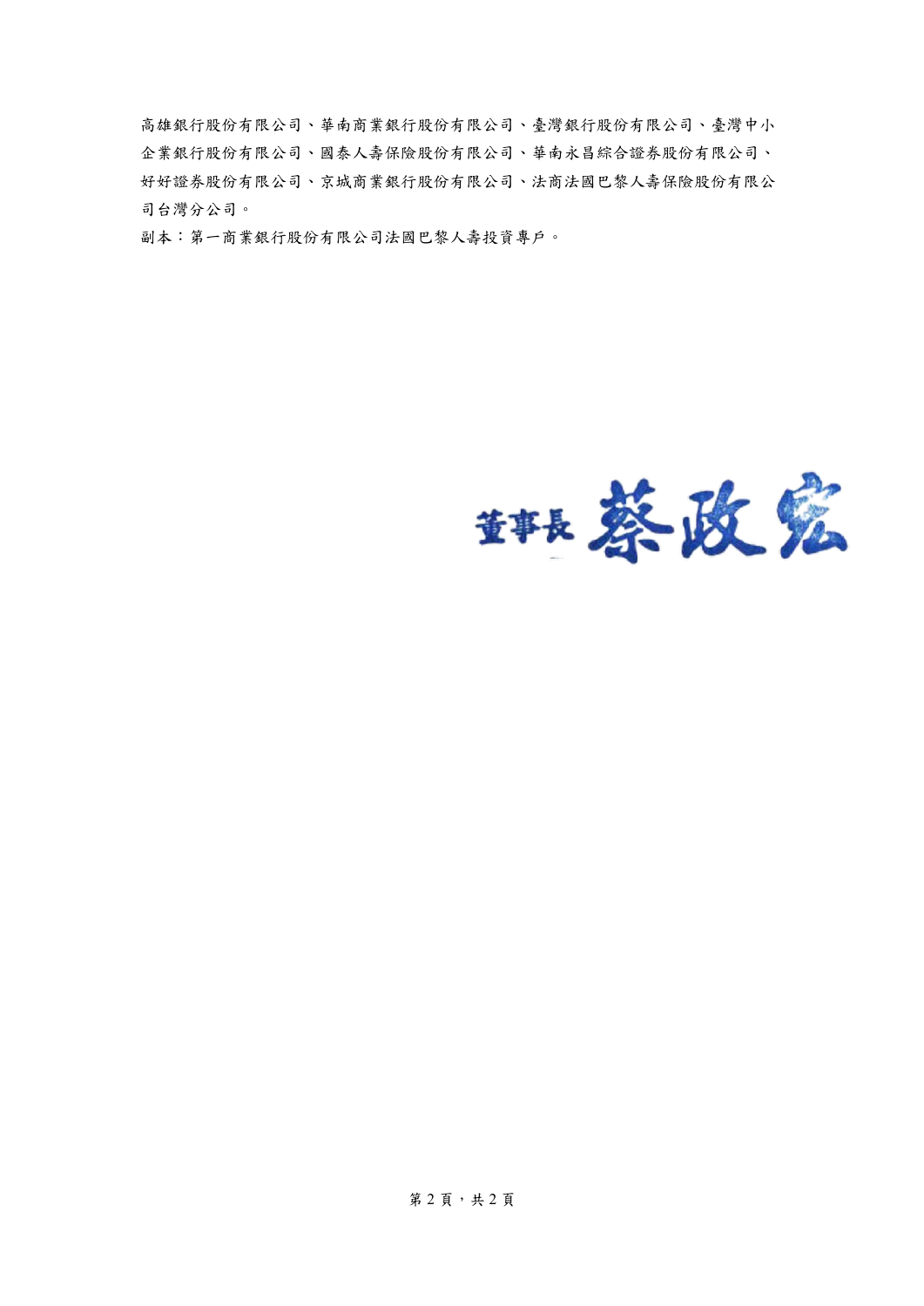高雄銀行股份有限公司、華南商業銀行股份有限公司、臺灣銀行股份有限公司、臺灣中小企業銀行股份有限公司、國泰人壽保險股份有限公司、華南永昌綜合證券股份有限公司、好好證券股份有限公司、京城商業銀行股份有限公司、法商法國巴黎人壽保險股份有限公司台灣分公司。

副本：第一商業銀行股份有限公司法國巴黎人壽投資專戶。

董事長 蔡政宏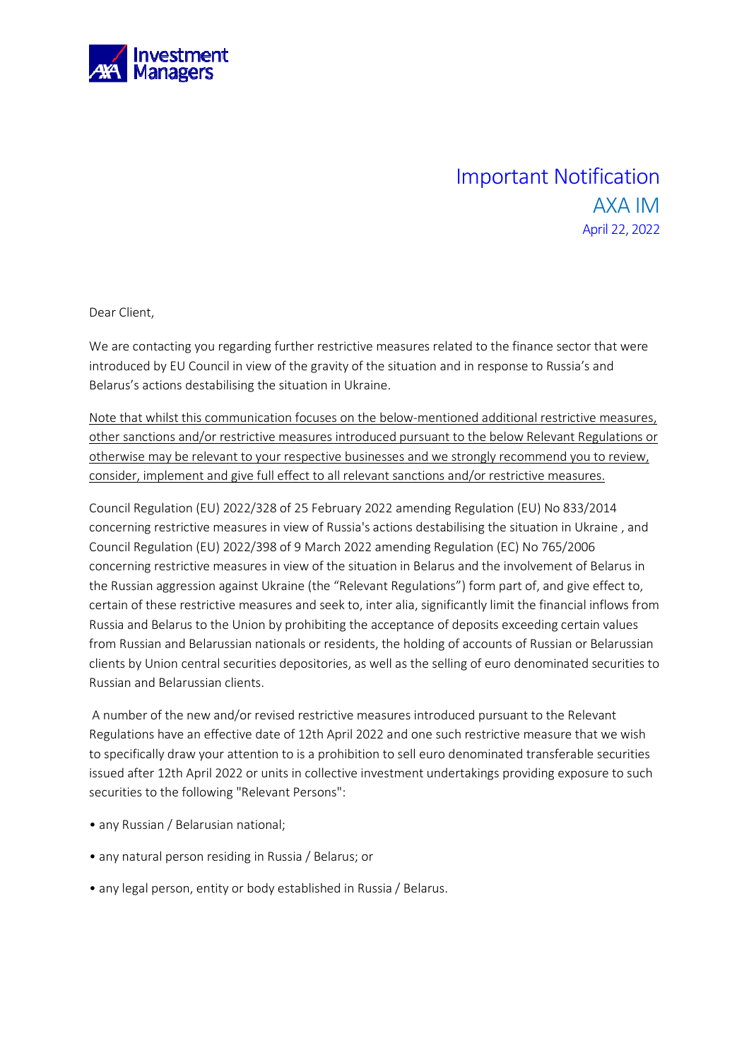# Important Notification

## AXA IM

April 22, 2022

Dear Client,

We are contacting you regarding further restrictive measures related to the finance sector that were introduced by EU Council in view of the gravity of the situation and in response to Russia's and Belarus's actions destabilising the situation in Ukraine.

<u>Note that whilst this communication focuses on the below-mentioned additional restrictive measures, other sanctions and/or restrictive measures introduced pursuant to the below Relevant Regulations or otherwise may be relevant to your respective businesses and we strongly recommend you to review, consider, implement and give full effect to all relevant sanctions and/or restrictive measures.</u>

Council Regulation (EU) 2022/328 of 25 February 2022 amending Regulation (EU) No 833/2014 concerning restrictive measures in view of Russia's actions destabilising the situation in Ukraine , and Council Regulation (EU) 2022/398 of 9 March 2022 amending Regulation (EC) No 765/2006 concerning restrictive measures in view of the situation in Belarus and the involvement of Belarus in the Russian aggression against Ukraine (the "Relevant Regulations") form part of, and give effect to, certain of these restrictive measures and seek to, inter alia, significantly limit the financial inflows from Russia and Belarus to the Union by prohibiting the acceptance of deposits exceeding certain values from Russian and Belarussian nationals or residents, the holding of accounts of Russian or Belarussian clients by Union central securities depositories, as well as the selling of euro denominated securities to Russian and Belarussian clients.

A number of the new and/or revised restrictive measures introduced pursuant to the Relevant Regulations have an effective date of 12th April 2022 and one such restrictive measure that we wish to specifically draw your attention to is a prohibition to sell euro denominated transferable securities issued after 12th April 2022 or units in collective investment undertakings providing exposure to such securities to the following "Relevant Persons":

- any Russian / Belarusian national;
- any natural person residing in Russia / Belarus; or
- any legal person, entity or body established in Russia / Belarus.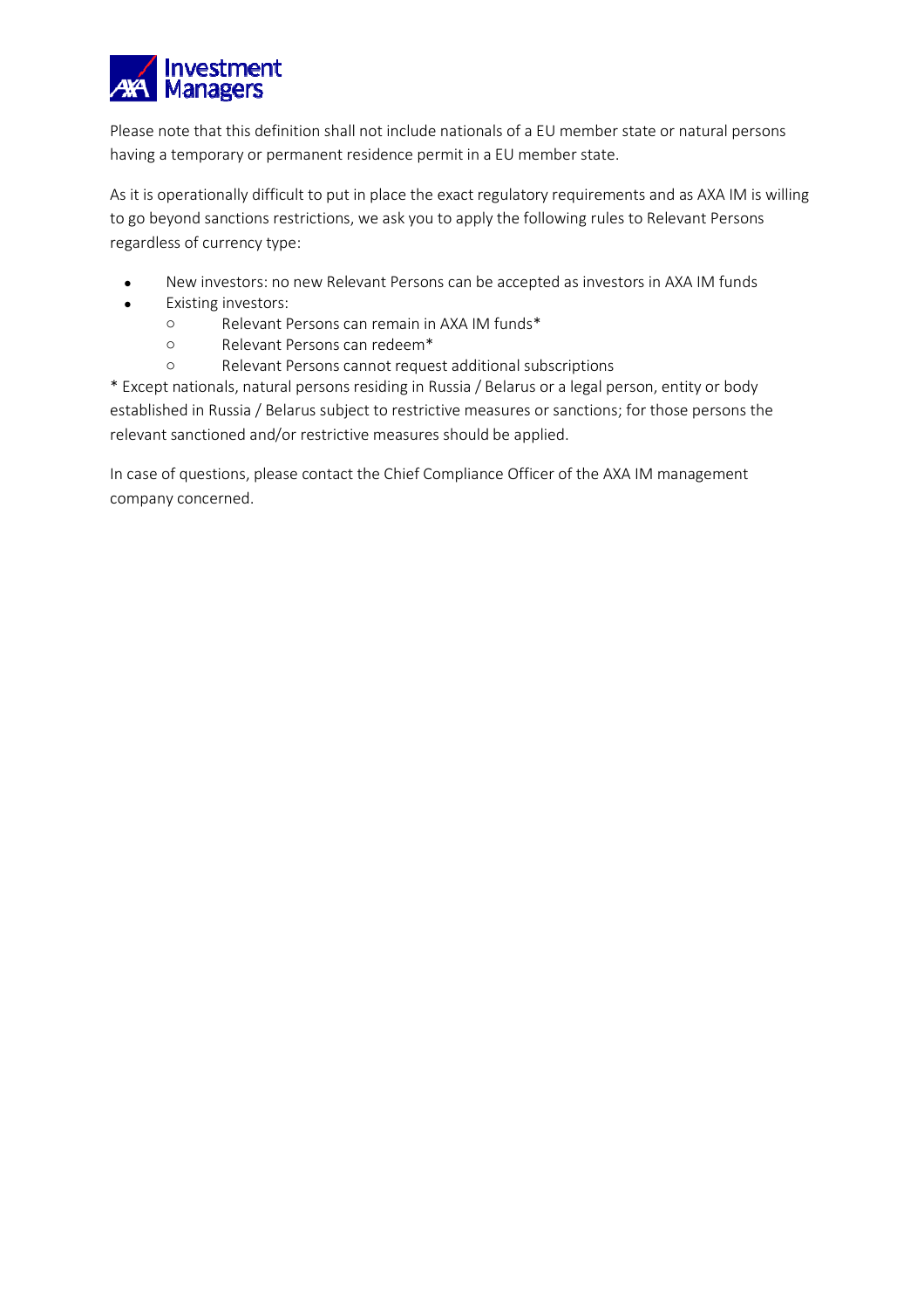Please note that this definition shall not include nationals of a EU member state or natural persons having a temporary or permanent residence permit in a EU member state.

As it is operationally difficult to put in place the exact regulatory requirements and as AXA IM is willing to go beyond sanctions restrictions, we ask you to apply the following rules to Relevant Persons regardless of currency type:

- New investors: no new Relevant Persons can be accepted as investors in AXA IM funds
- Existing investors:
  - Relevant Persons can remain in AXA IM funds*
  - Relevant Persons can redeem*
  - Relevant Persons cannot request additional subscriptions

* Except nationals, natural persons residing in Russia / Belarus or a legal person, entity or body established in Russia / Belarus subject to restrictive measures or sanctions; for those persons the relevant sanctioned and/or restrictive measures should be applied.

In case of questions, please contact the Chief Compliance Officer of the AXA IM management company concerned.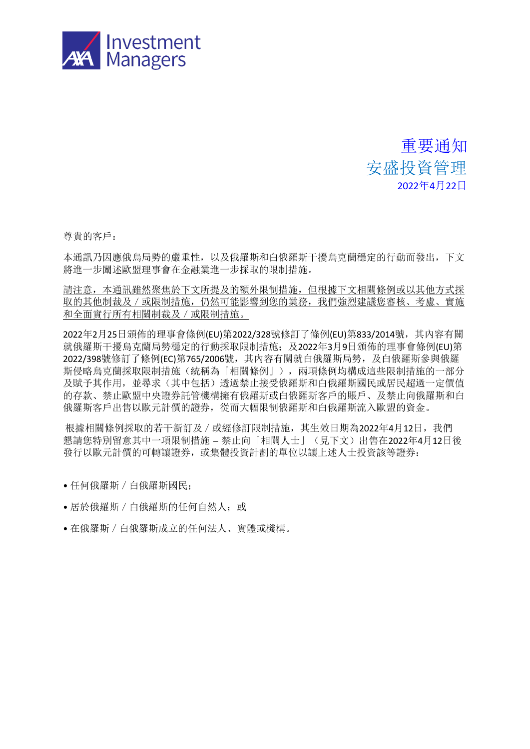AXA Investment Managers

# 重要通知
## 安盛投資管理
2022年4月22日

尊貴的客戶：

本通訊乃因應俄烏局勢的嚴重性，以及俄羅斯和白俄羅斯干擾烏克蘭穩定的行動而發出，下文將進一步闡述歐盟理事會在金融業進一步採取的限制措施。

<u>請注意，本通訊雖然聚焦於下文所提及的額外限制措施，但根據下文相關條例或以其他方式採取的其他制裁及／或限制措施，仍然可能影響到您的業務，我們強烈建議您審核、考慮、實施和全面實行所有相關制裁及／或限制措施。</u>

2022年2月25日頒佈的理事會條例(EU)第2022/328號修訂了條例(EU)第833/2014號，其內容有關就俄羅斯干擾烏克蘭局勢穩定的行動採取限制措施；及2022年3月9日頒佈的理事會條例(EU)第2022/398號修訂了條例(EC)第765/2006號，其內容有關就白俄羅斯局勢，及白俄羅斯參與俄羅斯侵略烏克蘭採取限制措施（統稱為「相關條例」），兩項條例均構成這些限制措施的一部分及賦予其作用，並尋求（其中包括）透過禁止接受俄羅斯和白俄羅斯國民或居民超過一定價值的存款、禁止歐盟中央證券託管機構擁有俄羅斯或白俄羅斯客戶的賬戶、及禁止向俄羅斯和白俄羅斯客戶出售以歐元計價的證券，從而大幅限制俄羅斯和白俄羅斯流入歐盟的資金。

根據相關條例採取的若干新訂及／或經修訂限制措施，其生效日期為2022年4月12日，我們懇請您特別留意其中一項限制措施 – 禁止向「相關人士」（見下文）出售在2022年4月12日後發行以歐元計價的可轉讓證券，或集體投資計劃的單位以讓上述人士投資該等證券：

- 任何俄羅斯／白俄羅斯國民；
- 居於俄羅斯／白俄羅斯的任何自然人；或
- 在俄羅斯／白俄羅斯成立的任何法人、實體或機構。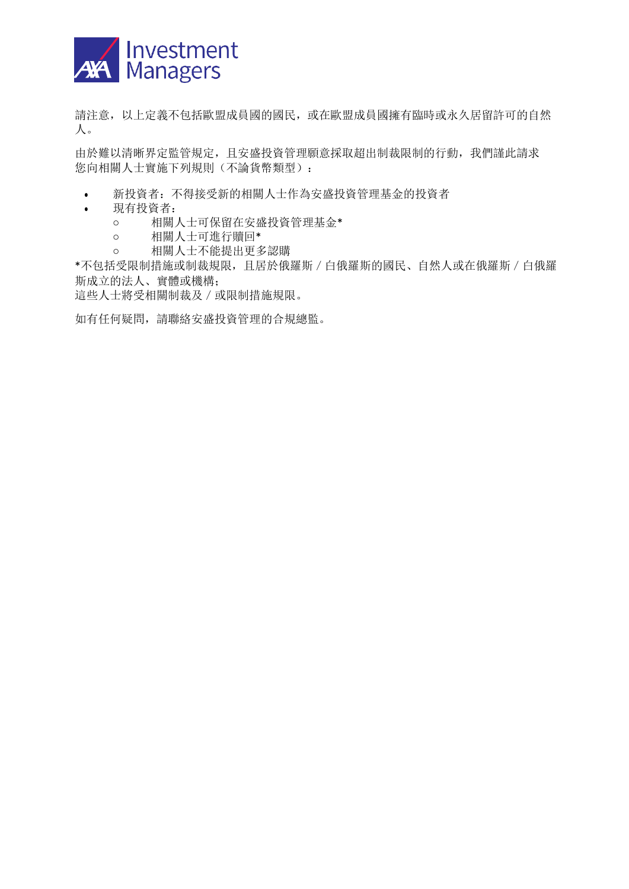請注意，以上定義不包括歐盟成員國的國民，或在歐盟成員國擁有臨時或永久居留許可的自然人。

由於難以清晰界定監管規定，且安盛投資管理願意採取超出制裁限制的行動，我們謹此請求您向相關人士實施下列規則（不論貨幣類型）：

- 新投資者：不得接受新的相關人士作為安盛投資管理基金的投資者
- 現有投資者：
  - 相關人士可保留在安盛投資管理基金*
  - 相關人士可進行贖回*
  - 相關人士不能提出更多認購

*不包括受限制措施或制裁規限，且居於俄羅斯 / 白俄羅斯的國民、自然人或在俄羅斯 / 白俄羅斯成立的法人、實體或機構；
這些人士將受相關制裁及 / 或限制措施規限。

如有任何疑問，請聯絡安盛投資管理的合規總監。